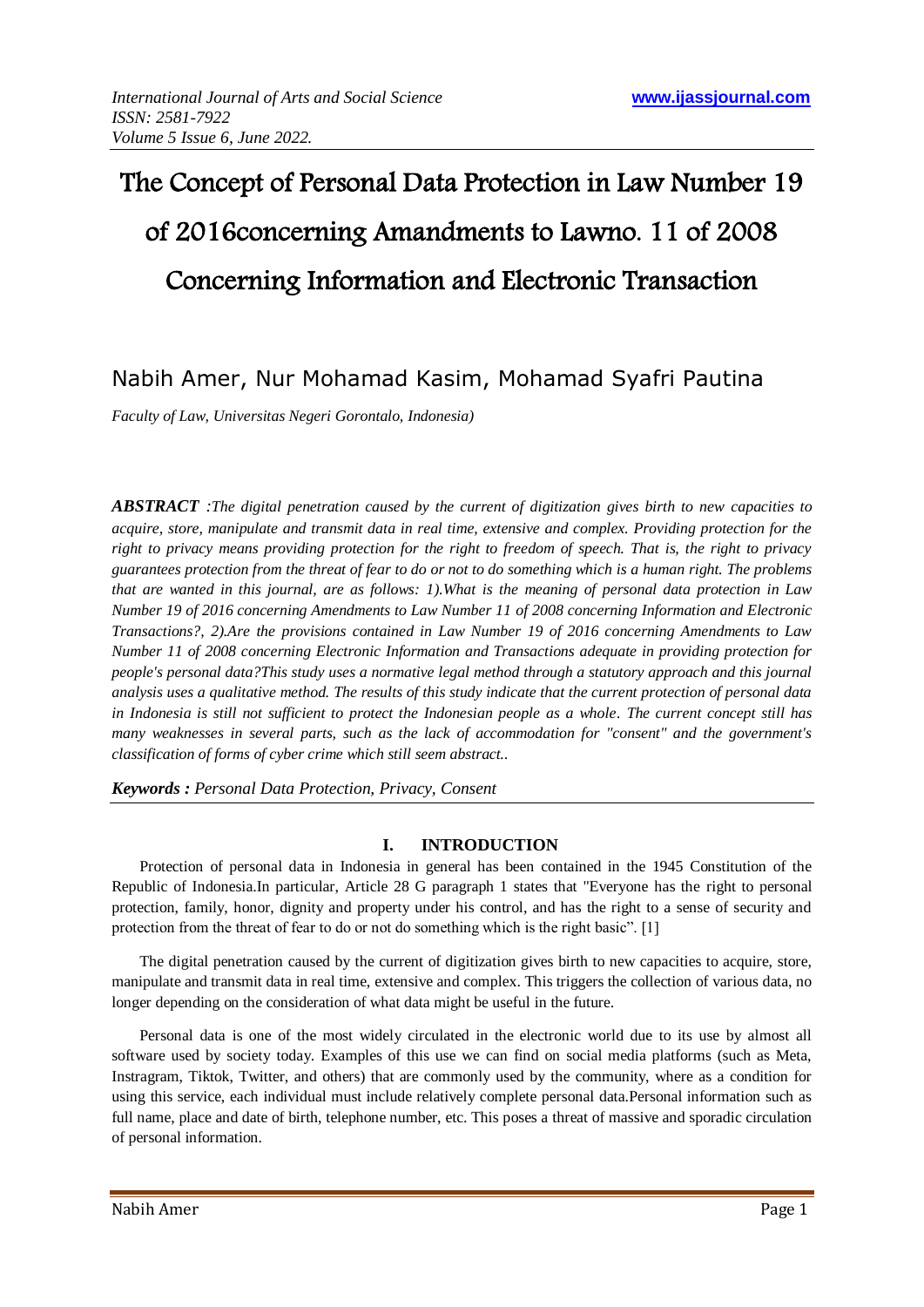# The Concept of Personal Data Protection in Law Number 19 of 2016concerning Amandments to Lawno. 11 of 2008 Concerning Information and Electronic Transaction

Nabih Amer, Nur Mohamad Kasim, Mohamad Syafri Pautina

*Faculty of Law, Universitas Negeri Gorontalo, Indonesia)*

***ABSTRACT*** *:The digital penetration caused by the current of digitization gives birth to new capacities to acquire, store, manipulate and transmit data in real time, extensive and complex. Providing protection for the right to privacy means providing protection for the right to freedom of speech. That is, the right to privacy guarantees protection from the threat of fear to do or not to do something which is a human right. The problems that are wanted in this journal, are as follows: 1).What is the meaning of personal data protection in Law Number 19 of 2016 concerning Amendments to Law Number 11 of 2008 concerning Information and Electronic Transactions?, 2).Are the provisions contained in Law Number 19 of 2016 concerning Amendments to Law Number 11 of 2008 concerning Electronic Information and Transactions adequate in providing protection for people's personal data?This study uses a normative legal method through a statutory approach and this journal analysis uses a qualitative method. The results of this study indicate that the current protection of personal data in Indonesia is still not sufficient to protect the Indonesian people as a whole. The current concept still has many weaknesses in several parts, such as the lack of accommodation for "consent" and the government's classification of forms of cyber crime which still seem abstract..*

***Keywords :*** *Personal Data Protection, Privacy, Consent*

## I. INTRODUCTION

Protection of personal data in Indonesia in general has been contained in the 1945 Constitution of the Republic of Indonesia.In particular, Article 28 G paragraph 1 states that "Everyone has the right to personal protection, family, honor, dignity and property under his control, and has the right to a sense of security and protection from the threat of fear to do or not do something which is the right basic". [1]

The digital penetration caused by the current of digitization gives birth to new capacities to acquire, store, manipulate and transmit data in real time, extensive and complex. This triggers the collection of various data, no longer depending on the consideration of what data might be useful in the future.

Personal data is one of the most widely circulated in the electronic world due to its use by almost all software used by society today. Examples of this use we can find on social media platforms (such as Meta, Instragram, Tiktok, Twitter, and others) that are commonly used by the community, where as a condition for using this service, each individual must include relatively complete personal data.Personal information such as full name, place and date of birth, telephone number, etc. This poses a threat of massive and sporadic circulation of personal information.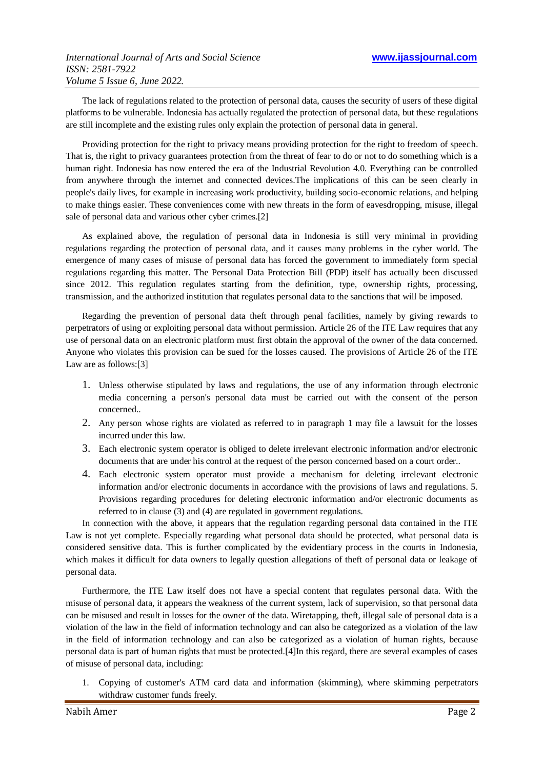The lack of regulations related to the protection of personal data, causes the security of users of these digital platforms to be vulnerable. Indonesia has actually regulated the protection of personal data, but these regulations are still incomplete and the existing rules only explain the protection of personal data in general.

Providing protection for the right to privacy means providing protection for the right to freedom of speech. That is, the right to privacy guarantees protection from the threat of fear to do or not to do something which is a human right. Indonesia has now entered the era of the Industrial Revolution 4.0. Everything can be controlled from anywhere through the internet and connected devices.The implications of this can be seen clearly in people's daily lives, for example in increasing work productivity, building socio-economic relations, and helping to make things easier. These conveniences come with new threats in the form of eavesdropping, misuse, illegal sale of personal data and various other cyber crimes.[2]

As explained above, the regulation of personal data in Indonesia is still very minimal in providing regulations regarding the protection of personal data, and it causes many problems in the cyber world. The emergence of many cases of misuse of personal data has forced the government to immediately form special regulations regarding this matter. The Personal Data Protection Bill (PDP) itself has actually been discussed since 2012. This regulation regulates starting from the definition, type, ownership rights, processing, transmission, and the authorized institution that regulates personal data to the sanctions that will be imposed.

Regarding the prevention of personal data theft through penal facilities, namely by giving rewards to perpetrators of using or exploiting personal data without permission. Article 26 of the ITE Law requires that any use of personal data on an electronic platform must first obtain the approval of the owner of the data concerned. Anyone who violates this provision can be sued for the losses caused. The provisions of Article 26 of the ITE Law are as follows:[3]

1. Unless otherwise stipulated by laws and regulations, the use of any information through electronic media concerning a person's personal data must be carried out with the consent of the person concerned..
2. Any person whose rights are violated as referred to in paragraph 1 may file a lawsuit for the losses incurred under this law.
3. Each electronic system operator is obliged to delete irrelevant electronic information and/or electronic documents that are under his control at the request of the person concerned based on a court order..
4. Each electronic system operator must provide a mechanism for deleting irrelevant electronic information and/or electronic documents in accordance with the provisions of laws and regulations. 5. Provisions regarding procedures for deleting electronic information and/or electronic documents as referred to in clause (3) and (4) are regulated in government regulations.

In connection with the above, it appears that the regulation regarding personal data contained in the ITE Law is not yet complete. Especially regarding what personal data should be protected, what personal data is considered sensitive data. This is further complicated by the evidentiary process in the courts in Indonesia, which makes it difficult for data owners to legally question allegations of theft of personal data or leakage of personal data.

Furthermore, the ITE Law itself does not have a special content that regulates personal data. With the misuse of personal data, it appears the weakness of the current system, lack of supervision, so that personal data can be misused and result in losses for the owner of the data. Wiretapping, theft, illegal sale of personal data is a violation of the law in the field of information technology and can also be categorized as a violation of the law in the field of information technology and can also be categorized as a violation of human rights, because personal data is part of human rights that must be protected.[4]In this regard, there are several examples of cases of misuse of personal data, including:

1. Copying of customer's ATM card data and information (skimming), where skimming perpetrators withdraw customer funds freely.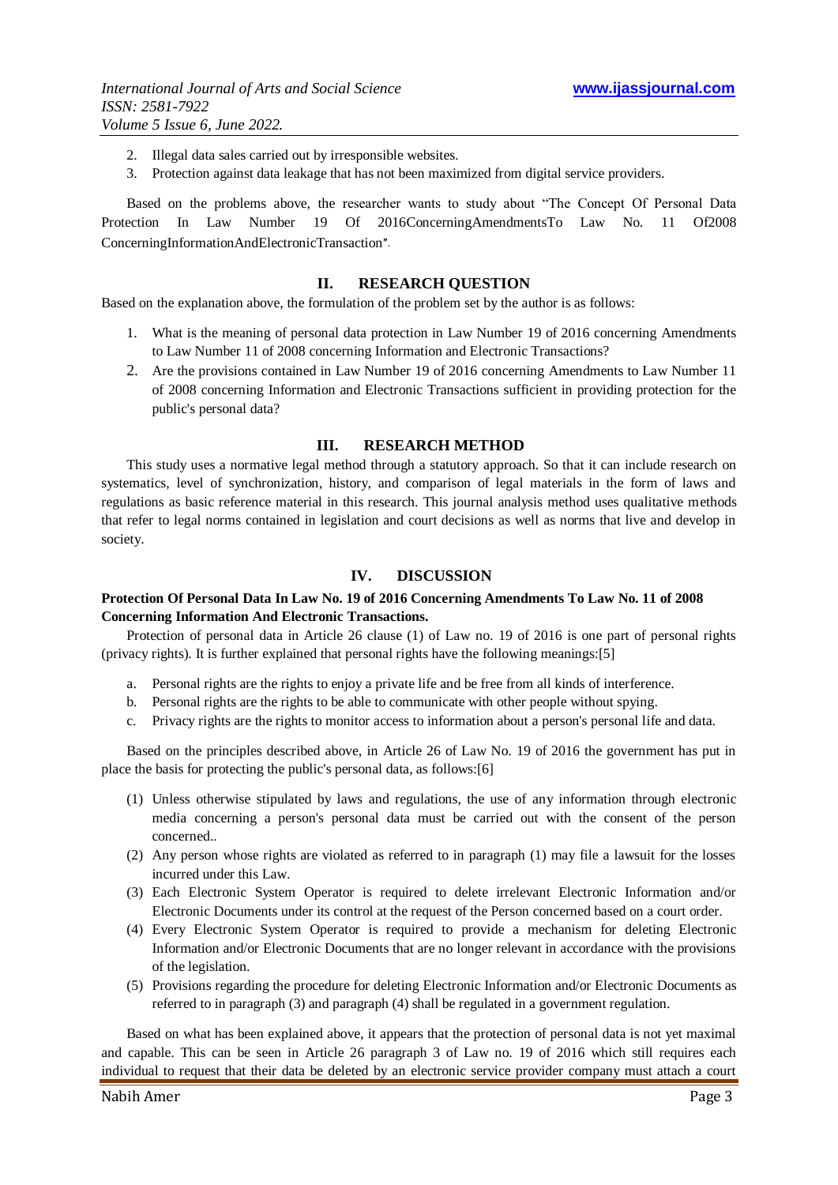2. Illegal data sales carried out by irresponsible websites.
3. Protection against data leakage that has not been maximized from digital service providers.

Based on the problems above, the researcher wants to study about "The Concept Of Personal Data Protection In Law Number 19 Of 2016ConcerningAmendmentsTo Law No. 11 Of2008 ConcerningInformationAndElectronicTransaction".

## II. RESEARCH QUESTION

Based on the explanation above, the formulation of the problem set by the author is as follows:

1. What is the meaning of personal data protection in Law Number 19 of 2016 concerning Amendments to Law Number 11 of 2008 concerning Information and Electronic Transactions?
2. Are the provisions contained in Law Number 19 of 2016 concerning Amendments to Law Number 11 of 2008 concerning Information and Electronic Transactions sufficient in providing protection for the public's personal data?

## III. RESEARCH METHOD

This study uses a normative legal method through a statutory approach. So that it can include research on systematics, level of synchronization, history, and comparison of legal materials in the form of laws and regulations as basic reference material in this research. This journal analysis method uses qualitative methods that refer to legal norms contained in legislation and court decisions as well as norms that live and develop in society.

## IV. DISCUSSION

**Protection Of Personal Data In Law No. 19 of 2016 Concerning Amendments To Law No. 11 of 2008 Concerning Information And Electronic Transactions.**

Protection of personal data in Article 26 clause (1) of Law no. 19 of 2016 is one part of personal rights (privacy rights). It is further explained that personal rights have the following meanings:[5]

a. Personal rights are the rights to enjoy a private life and be free from all kinds of interference.
b. Personal rights are the rights to be able to communicate with other people without spying.
c. Privacy rights are the rights to monitor access to information about a person's personal life and data.

Based on the principles described above, in Article 26 of Law No. 19 of 2016 the government has put in place the basis for protecting the public's personal data, as follows:[6]

(1) Unless otherwise stipulated by laws and regulations, the use of any information through electronic media concerning a person's personal data must be carried out with the consent of the person concerned..
(2) Any person whose rights are violated as referred to in paragraph (1) may file a lawsuit for the losses incurred under this Law.
(3) Each Electronic System Operator is required to delete irrelevant Electronic Information and/or Electronic Documents under its control at the request of the Person concerned based on a court order.
(4) Every Electronic System Operator is required to provide a mechanism for deleting Electronic Information and/or Electronic Documents that are no longer relevant in accordance with the provisions of the legislation.
(5) Provisions regarding the procedure for deleting Electronic Information and/or Electronic Documents as referred to in paragraph (3) and paragraph (4) shall be regulated in a government regulation.

Based on what has been explained above, it appears that the protection of personal data is not yet maximal and capable. This can be seen in Article 26 paragraph 3 of Law no. 19 of 2016 which still requires each individual to request that their data be deleted by an electronic service provider company must attach a court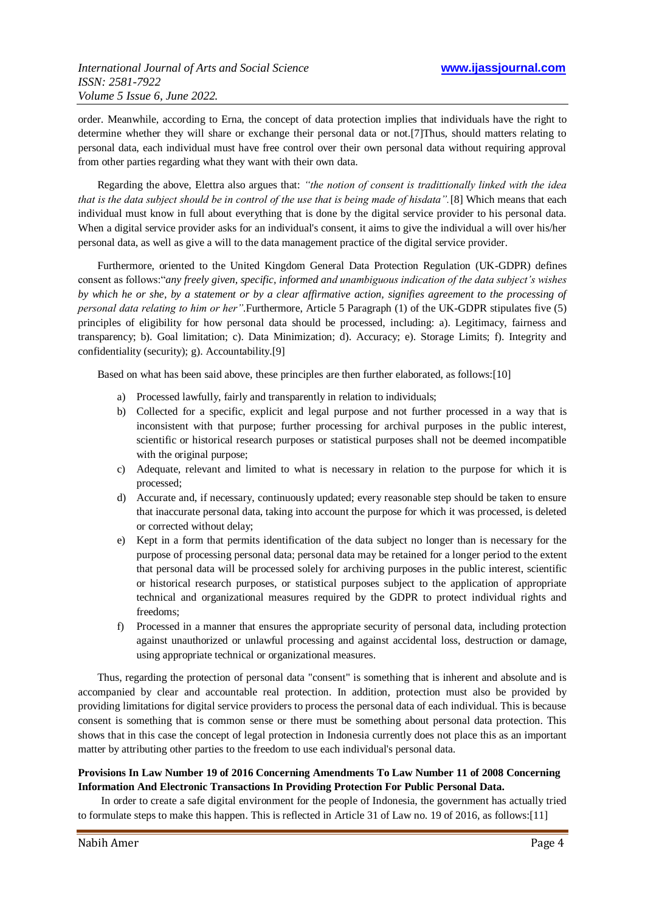order. Meanwhile, according to Erna, the concept of data protection implies that individuals have the right to determine whether they will share or exchange their personal data or not.[7]Thus, should matters relating to personal data, each individual must have free control over their own personal data without requiring approval from other parties regarding what they want with their own data.

Regarding the above, Elettra also argues that: *"the notion of consent is tradittionally linked with the idea that is the data subject should be in control of the use that is being made of hisdata".*[8] Which means that each individual must know in full about everything that is done by the digital service provider to his personal data. When a digital service provider asks for an individual's consent, it aims to give the individual a will over his/her personal data, as well as give a will to the data management practice of the digital service provider.

Furthermore, oriented to the United Kingdom General Data Protection Regulation (UK-GDPR) defines consent as follows:"*any freely given, specific, informed and unambiguous indication of the data subject's wishes by which he or she, by a statement or by a clear affirmative action, signifies agreement to the processing of personal data relating to him or her"*.Furthermore, Article 5 Paragraph (1) of the UK-GDPR stipulates five (5) principles of eligibility for how personal data should be processed, including: a). Legitimacy, fairness and transparency; b). Goal limitation; c). Data Minimization; d). Accuracy; e). Storage Limits; f). Integrity and confidentiality (security); g). Accountability.[9]

Based on what has been said above, these principles are then further elaborated, as follows:[10]

a) Processed lawfully, fairly and transparently in relation to individuals;
b) Collected for a specific, explicit and legal purpose and not further processed in a way that is inconsistent with that purpose; further processing for archival purposes in the public interest, scientific or historical research purposes or statistical purposes shall not be deemed incompatible with the original purpose;
c) Adequate, relevant and limited to what is necessary in relation to the purpose for which it is processed;
d) Accurate and, if necessary, continuously updated; every reasonable step should be taken to ensure that inaccurate personal data, taking into account the purpose for which it was processed, is deleted or corrected without delay;
e) Kept in a form that permits identification of the data subject no longer than is necessary for the purpose of processing personal data; personal data may be retained for a longer period to the extent that personal data will be processed solely for archiving purposes in the public interest, scientific or historical research purposes, or statistical purposes subject to the application of appropriate technical and organizational measures required by the GDPR to protect individual rights and freedoms;
f) Processed in a manner that ensures the appropriate security of personal data, including protection against unauthorized or unlawful processing and against accidental loss, destruction or damage, using appropriate technical or organizational measures.

Thus, regarding the protection of personal data "consent" is something that is inherent and absolute and is accompanied by clear and accountable real protection. In addition, protection must also be provided by providing limitations for digital service providers to process the personal data of each individual. This is because consent is something that is common sense or there must be something about personal data protection. This shows that in this case the concept of legal protection in Indonesia currently does not place this as an important matter by attributing other parties to the freedom to use each individual's personal data.

**Provisions In Law Number 19 of 2016 Concerning Amendments To Law Number 11 of 2008 Concerning Information And Electronic Transactions In Providing Protection For Public Personal Data.**

In order to create a safe digital environment for the people of Indonesia, the government has actually tried to formulate steps to make this happen. This is reflected in Article 31 of Law no. 19 of 2016, as follows:[11]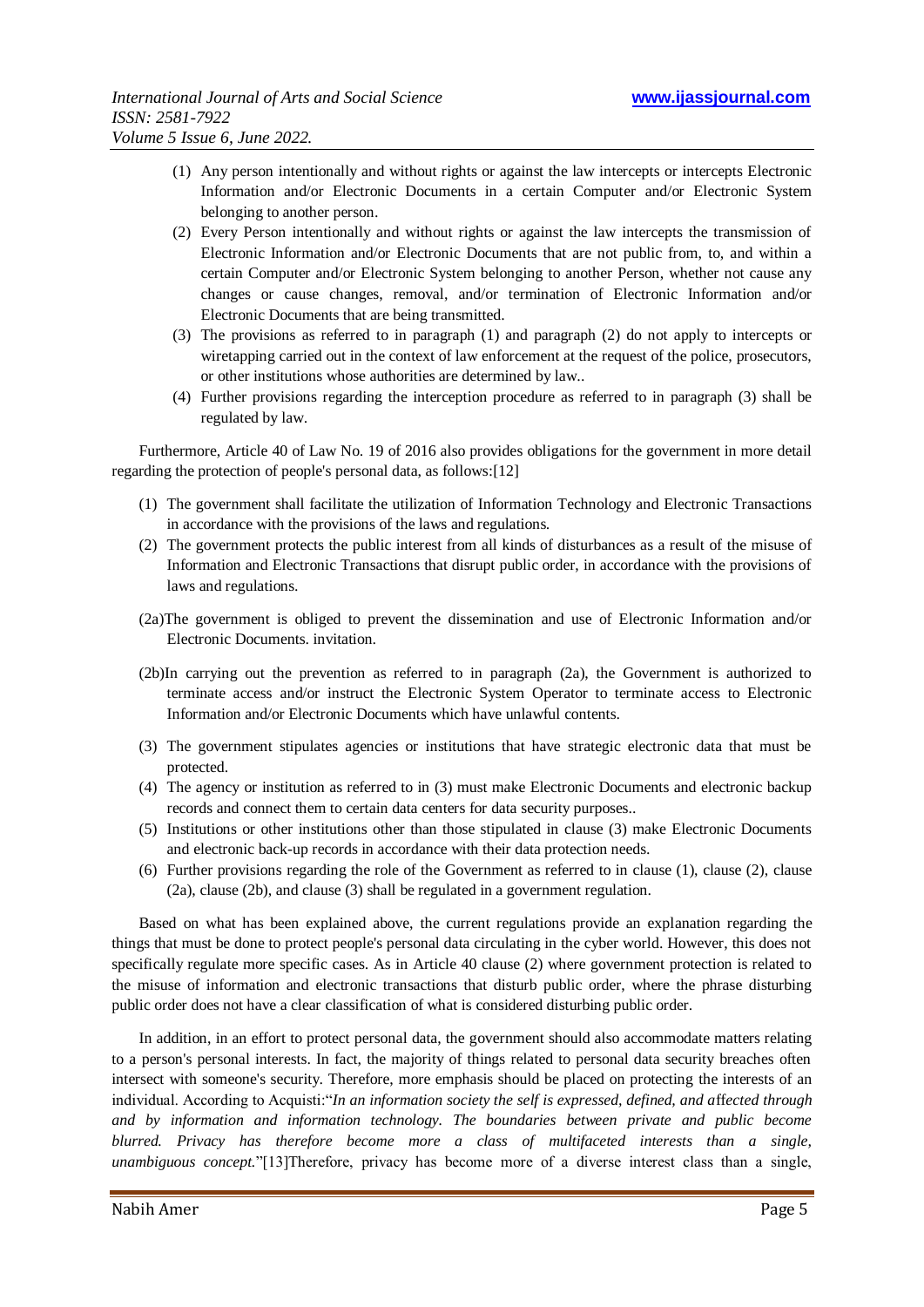(1) Any person intentionally and without rights or against the law intercepts or intercepts Electronic Information and/or Electronic Documents in a certain Computer and/or Electronic System belonging to another person.
(2) Every Person intentionally and without rights or against the law intercepts the transmission of Electronic Information and/or Electronic Documents that are not public from, to, and within a certain Computer and/or Electronic System belonging to another Person, whether not cause any changes or cause changes, removal, and/or termination of Electronic Information and/or Electronic Documents that are being transmitted.
(3) The provisions as referred to in paragraph (1) and paragraph (2) do not apply to intercepts or wiretapping carried out in the context of law enforcement at the request of the police, prosecutors, or other institutions whose authorities are determined by law..
(4) Further provisions regarding the interception procedure as referred to in paragraph (3) shall be regulated by law.

Furthermore, Article 40 of Law No. 19 of 2016 also provides obligations for the government in more detail regarding the protection of people's personal data, as follows:[12]

(1) The government shall facilitate the utilization of Information Technology and Electronic Transactions in accordance with the provisions of the laws and regulations.
(2) The government protects the public interest from all kinds of disturbances as a result of the misuse of Information and Electronic Transactions that disrupt public order, in accordance with the provisions of laws and regulations.

(2a)The government is obliged to prevent the dissemination and use of Electronic Information and/or Electronic Documents. invitation.

(2b)In carrying out the prevention as referred to in paragraph (2a), the Government is authorized to terminate access and/or instruct the Electronic System Operator to terminate access to Electronic Information and/or Electronic Documents which have unlawful contents.

(3) The government stipulates agencies or institutions that have strategic electronic data that must be protected.
(4) The agency or institution as referred to in (3) must make Electronic Documents and electronic backup records and connect them to certain data centers for data security purposes..
(5) Institutions or other institutions other than those stipulated in clause (3) make Electronic Documents and electronic back-up records in accordance with their data protection needs.
(6) Further provisions regarding the role of the Government as referred to in clause (1), clause (2), clause (2a), clause (2b), and clause (3) shall be regulated in a government regulation.

Based on what has been explained above, the current regulations provide an explanation regarding the things that must be done to protect people's personal data circulating in the cyber world. However, this does not specifically regulate more specific cases. As in Article 40 clause (2) where government protection is related to the misuse of information and electronic transactions that disturb public order, where the phrase disturbing public order does not have a clear classification of what is considered disturbing public order.

In addition, in an effort to protect personal data, the government should also accommodate matters relating to a person's personal interests. In fact, the majority of things related to personal data security breaches often intersect with someone's security. Therefore, more emphasis should be placed on protecting the interests of an individual. According to Acquisti:"*In an information society the self is expressed, defined, and affected through and by information and information technology. The boundaries between private and public become blurred. Privacy has therefore become more a class of multifaceted interests than a single, unambiguous concept.*"[13]Therefore, privacy has become more of a diverse interest class than a single,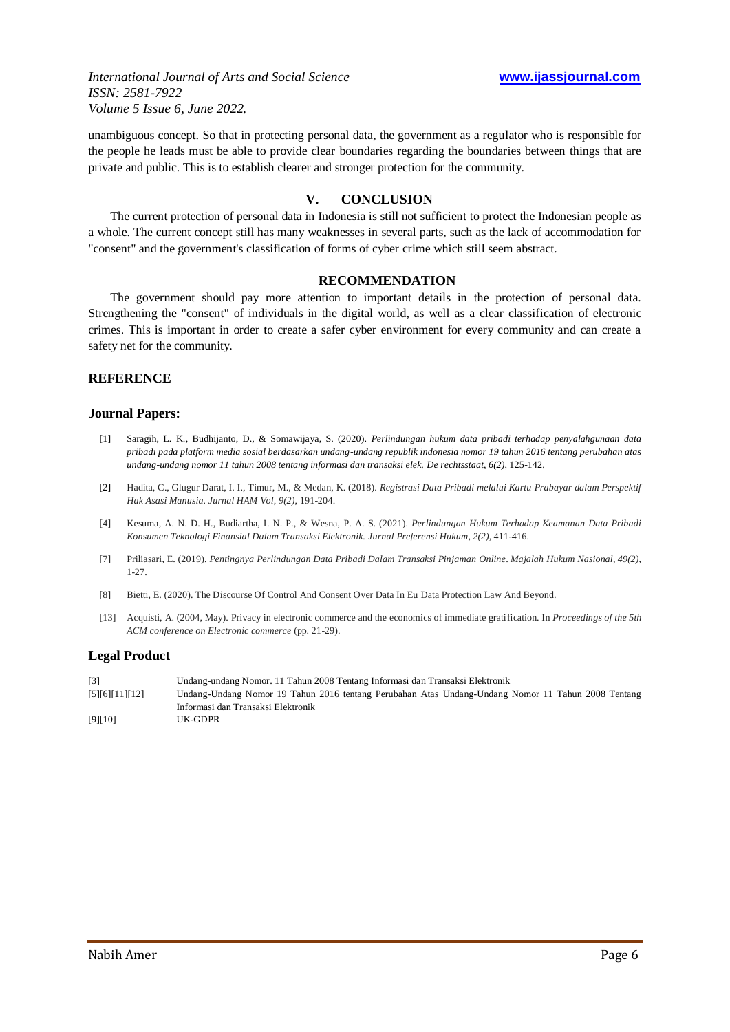unambiguous concept. So that in protecting personal data, the government as a regulator who is responsible for the people he leads must be able to provide clear boundaries regarding the boundaries between things that are private and public. This is to establish clearer and stronger protection for the community.

## V. CONCLUSION

The current protection of personal data in Indonesia is still not sufficient to protect the Indonesian people as a whole. The current concept still has many weaknesses in several parts, such as the lack of accommodation for "consent" and the government's classification of forms of cyber crime which still seem abstract.

## RECOMMENDATION

The government should pay more attention to important details in the protection of personal data. Strengthening the "consent" of individuals in the digital world, as well as a clear classification of electronic crimes. This is important in order to create a safer cyber environment for every community and can create a safety net for the community.

## REFERENCE

### Journal Papers:

[1] Saragih, L. K., Budhijanto, D., & Somawijaya, S. (2020). *Perlindungan hukum data pribadi terhadap penyalahgunaan data pribadi pada platform media sosial berdasarkan undang-undang republik indonesia nomor 19 tahun 2016 tentang perubahan atas undang-undang nomor 11 tahun 2008 tentang informasi dan transaksi elek. De rechtsstaat, 6(2),* 125-142.

[2] Hadita, C., Glugur Darat, I. I., Timur, M., & Medan, K. (2018). *Registrasi Data Pribadi melalui Kartu Prabayar dalam Perspektif Hak Asasi Manusia. Jurnal HAM Vol, 9(2),* 191-204.

[4] Kesuma, A. N. D. H., Budiartha, I. N. P., & Wesna, P. A. S. (2021). *Perlindungan Hukum Terhadap Keamanan Data Pribadi Konsumen Teknologi Finansial Dalam Transaksi Elektronik. Jurnal Preferensi Hukum, 2(2),* 411-416.

[7] Priliasari, E. (2019). *Pentingnya Perlindungan Data Pribadi Dalam Transaksi Pinjaman Online. Majalah Hukum Nasional, 49(2),* 1-27.

[8] Bietti, E. (2020). The Discourse Of Control And Consent Over Data In Eu Data Protection Law And Beyond.

[13] Acquisti, A. (2004, May). Privacy in electronic commerce and the economics of immediate gratification. In *Proceedings of the 5th ACM conference on Electronic commerce* (pp. 21-29).

### Legal Product

[3] Undang-undang Nomor. 11 Tahun 2008 Tentang Informasi dan Transaksi Elektronik

[5][6][11][12] Undang-Undang Nomor 19 Tahun 2016 tentang Perubahan Atas Undang-Undang Nomor 11 Tahun 2008 Tentang Informasi dan Transaksi Elektronik

[9][10] UK-GDPR